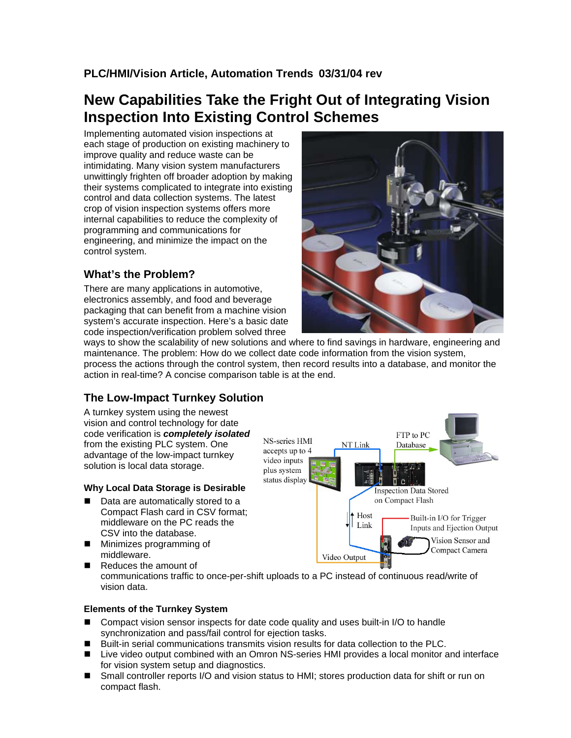PLC/HMI/Vision Article, Automation Trends 03/31/04 rev

# New Capabilities Take the Fright Out of Integrating Vision Inspection Into Existing Control Schemes

Implementing automated vision inspections at each stage of production on existing machinery to improve quality and reduce waste can be intimidating. Many vision system manufacturers unwittingly frighten off broader adoption by making their systems complicated to integrate into existing control and data collection systems. The latest crop of vision inspection systems offers more internal capabilities to reduce the complexity of programming and communications for engineering, and minimize the impact on the control system.

## What's the Problem?

There are many applications in automotive, electronics assembly, and food and beverage packaging that can benefit from a machine vision system's accurate inspection. Here's a basic date code inspection/verification problem solved three ways to show the scalability of new solutions and where to find savings in hardware, engineering and maintenance. The problem: How do we collect date code information from the vision system, process the actions through the control system, then record results into a database, and monitor the action in real-time? A concise comparison table is at the end.

## The Low-Impact Turnkey Solution

A turnkey system using the newest vision and control technology for date code verification is ***completely isolated*** from the existing PLC system. One advantage of the low-impact turnkey solution is local data storage.

NS-series HMI accepts up to 4 video inputs plus system status display

NT Link

FTP to PC Database

Inspection Data Stored on Compact Flash

Host Link

Built-in I/O for Trigger Inputs and Ejection Output

Vision Sensor and Compact Camera

Video Output

### Why Local Data Storage is Desirable

- Data are automatically stored to a Compact Flash card in CSV format; middleware on the PC reads the CSV into the database.
- Minimizes programming of middleware.
- Reduces the amount of communications traffic to once-per-shift uploads to a PC instead of continuous read/write of vision data.

### Elements of the Turnkey System

- Compact vision sensor inspects for date code quality and uses built-in I/O to handle synchronization and pass/fail control for ejection tasks.
- Built-in serial communications transmits vision results for data collection to the PLC.
- Live video output combined with an Omron NS-series HMI provides a local monitor and interface for vision system setup and diagnostics.
- Small controller reports I/O and vision status to HMI; stores production data for shift or run on compact flash.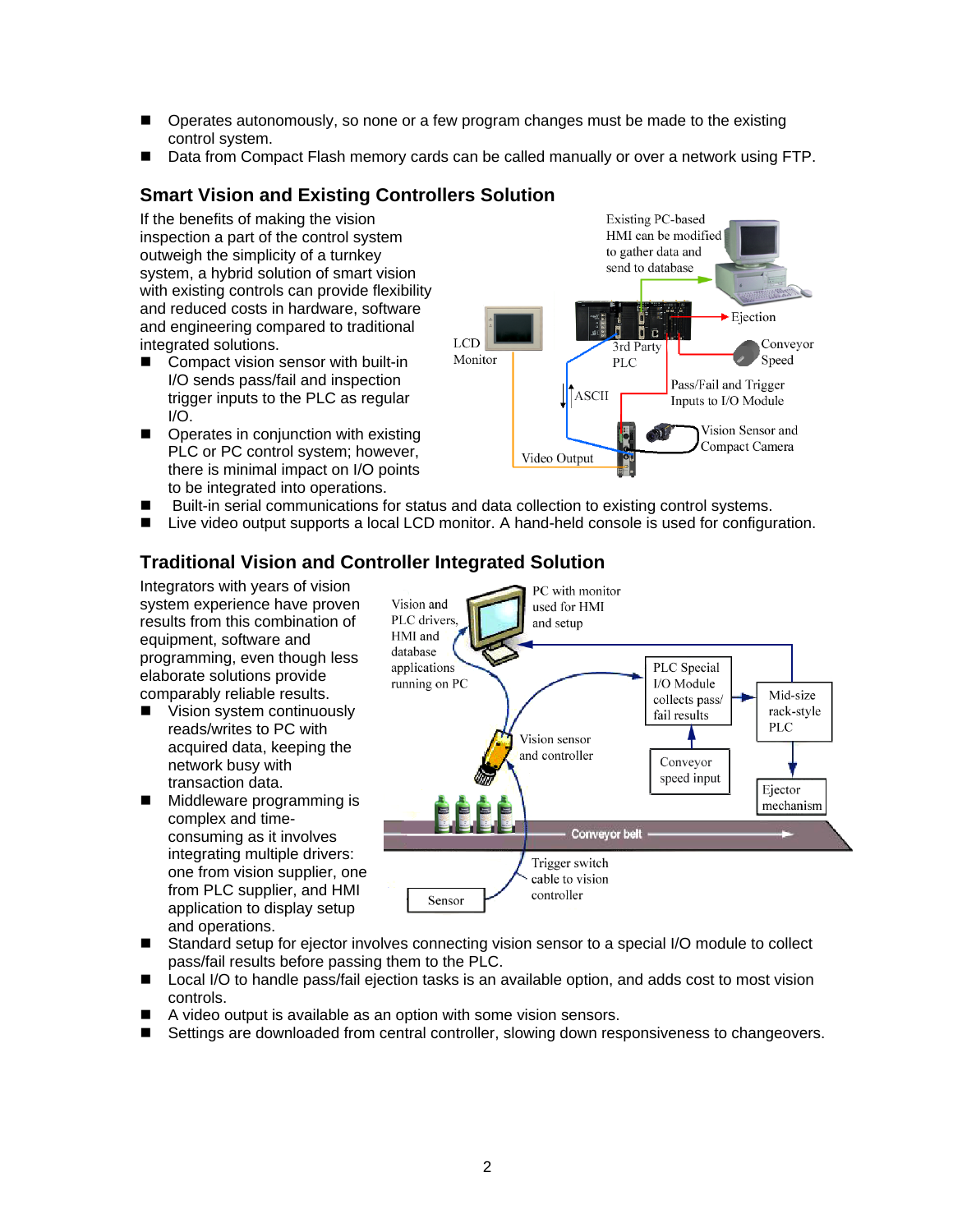- Operates autonomously, so none or a few program changes must be made to the existing control system.
- Data from Compact Flash memory cards can be called manually or over a network using FTP.

### Smart Vision and Existing Controllers Solution

If the benefits of making the vision inspection a part of the control system outweigh the simplicity of a turnkey system, a hybrid solution of smart vision with existing controls can provide flexibility and reduced costs in hardware, software and engineering compared to traditional integrated solutions.

- Compact vision sensor with built-in I/O sends pass/fail and inspection trigger inputs to the PLC as regular I/O.
- Operates in conjunction with existing PLC or PC control system; however, there is minimal impact on I/O points to be integrated into operations.
- Built-in serial communications for status and data collection to existing control systems.
- Live video output supports a local LCD monitor. A hand-held console is used for configuration.

### Traditional Vision and Controller Integrated Solution

Integrators with years of vision system experience have proven results from this combination of equipment, software and programming, even though less elaborate solutions provide comparably reliable results.

- Vision system continuously reads/writes to PC with acquired data, keeping the network busy with transaction data.
- Middleware programming is complex and time-consuming as it involves integrating multiple drivers: one from vision supplier, one from PLC supplier, and HMI application to display setup and operations.
- Standard setup for ejector involves connecting vision sensor to a special I/O module to collect pass/fail results before passing them to the PLC.
- Local I/O to handle pass/fail ejection tasks is an available option, and adds cost to most vision controls.
- A video output is available as an option with some vision sensors.
- Settings are downloaded from central controller, slowing down responsiveness to changeovers.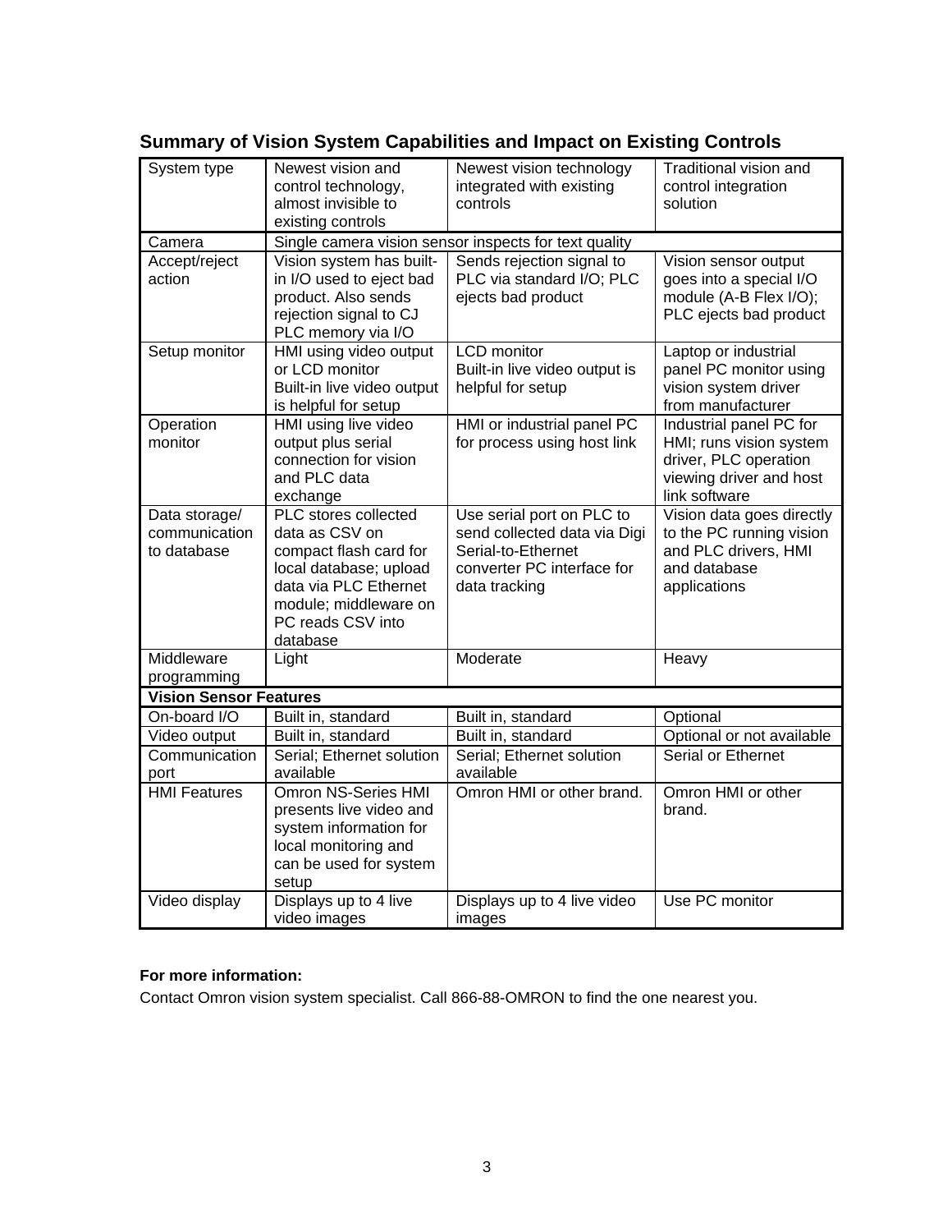## Summary of Vision System Capabilities and Impact on Existing Controls

| System type | Newest vision and control technology, almost invisible to existing controls | Newest vision technology integrated with existing controls | Traditional vision and control integration solution |
|---|---|---|---|
| Camera | Single camera vision sensor inspects for text quality | | |
| Accept/reject action | Vision system has built-in I/O used to eject bad product. Also sends rejection signal to CJ PLC memory via I/O | Sends rejection signal to PLC via standard I/O; PLC ejects bad product | Vision sensor output goes into a special I/O module (A-B Flex I/O); PLC ejects bad product |
| Setup monitor | HMI using video output or LCD monitor Built-in live video output is helpful for setup | LCD monitor Built-in live video output is helpful for setup | Laptop or industrial panel PC monitor using vision system driver from manufacturer |
| Operation monitor | HMI using live video output plus serial connection for vision and PLC data exchange | HMI or industrial panel PC for process using host link | Industrial panel PC for HMI; runs vision system driver, PLC operation viewing driver and host link software |
| Data storage/ communication to database | PLC stores collected data as CSV on compact flash card for local database; upload data via PLC Ethernet module; middleware on PC reads CSV into database | Use serial port on PLC to send collected data via Digi Serial-to-Ethernet converter PC interface for data tracking | Vision data goes directly to the PC running vision and PLC drivers, HMI and database applications |
| Middleware programming | Light | Moderate | Heavy |
| **Vision Sensor Features** | | | |
| On-board I/O | Built in, standard | Built in, standard | Optional |
| Video output | Built in, standard | Built in, standard | Optional or not available |
| Communication port | Serial; Ethernet solution available | Serial; Ethernet solution available | Serial or Ethernet |
| HMI Features | Omron NS-Series HMI presents live video and system information for local monitoring and can be used for system setup | Omron HMI or other brand. | Omron HMI or other brand. |
| Video display | Displays up to 4 live video images | Displays up to 4 live video images | Use PC monitor |

**For more information:**

Contact Omron vision system specialist. Call 866-88-OMRON to find the one nearest you.